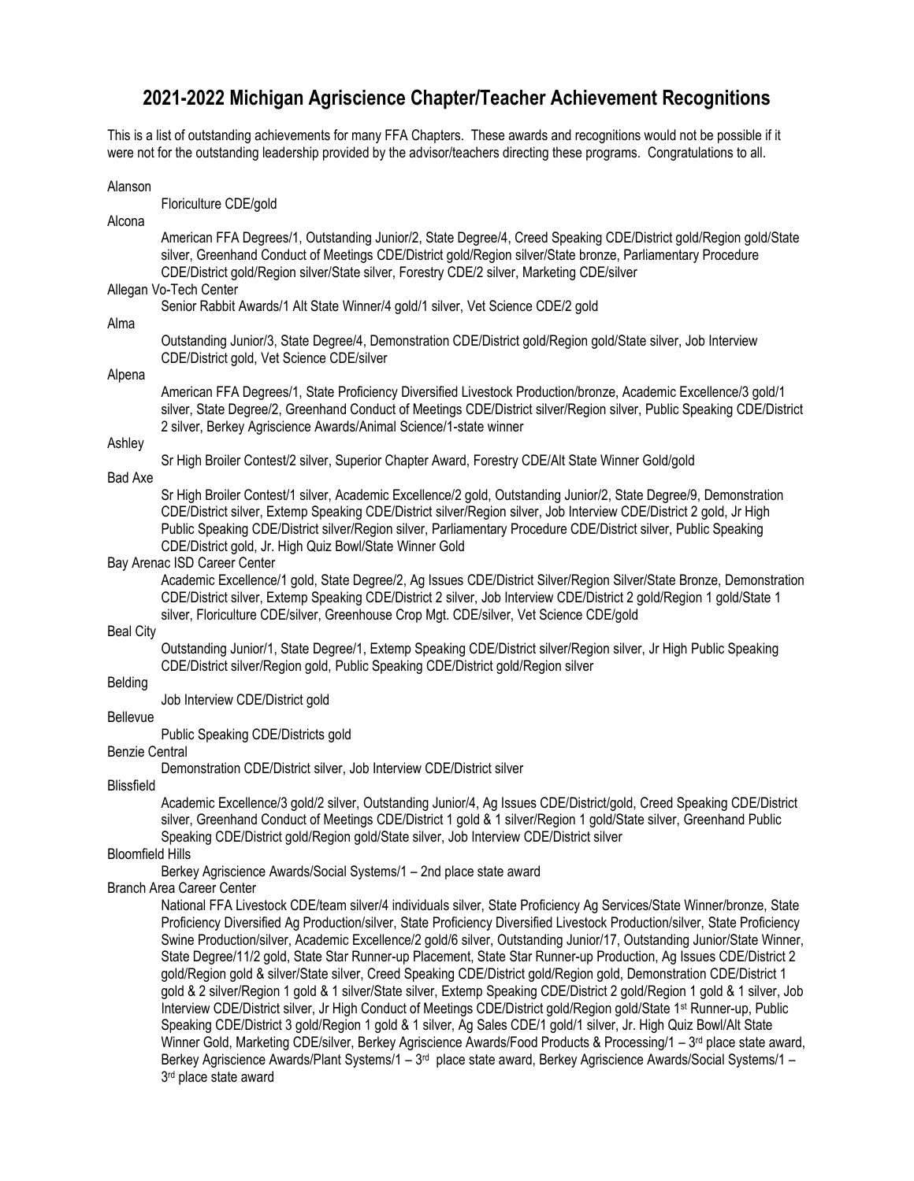# 2021-2022 Michigan Agriscience Chapter/Teacher Achievement Recognitions

This is a list of outstanding achievements for many FFA Chapters. These awards and recognitions would not be possible if it were not for the outstanding leadership provided by the advisor/teachers directing these programs. Congratulations to all.

**Alanson**

Floriculture CDE/gold

**Alcona**

American FFA Degrees/1, Outstanding Junior/2, State Degree/4, Creed Speaking CDE/District gold/Region gold/State silver, Greenhand Conduct of Meetings CDE/District gold/Region silver/State bronze, Parliamentary Procedure CDE/District gold/Region silver/State silver, Forestry CDE/2 silver, Marketing CDE/silver

**Allegan Vo-Tech Center**

Senior Rabbit Awards/1 Alt State Winner/4 gold/1 silver, Vet Science CDE/2 gold

**Alma**

Outstanding Junior/3, State Degree/4, Demonstration CDE/District gold/Region gold/State silver, Job Interview CDE/District gold, Vet Science CDE/silver

**Alpena**

American FFA Degrees/1, State Proficiency Diversified Livestock Production/bronze, Academic Excellence/3 gold/1 silver, State Degree/2, Greenhand Conduct of Meetings CDE/District silver/Region silver, Public Speaking CDE/District 2 silver, Berkey Agriscience Awards/Animal Science/1-state winner

**Ashley**

Sr High Broiler Contest/2 silver, Superior Chapter Award, Forestry CDE/Alt State Winner Gold/gold

**Bad Axe**

Sr High Broiler Contest/1 silver, Academic Excellence/2 gold, Outstanding Junior/2, State Degree/9, Demonstration CDE/District silver, Extemp Speaking CDE/District silver/Region silver, Job Interview CDE/District 2 gold, Jr High Public Speaking CDE/District silver/Region silver, Parliamentary Procedure CDE/District silver, Public Speaking CDE/District gold, Jr. High Quiz Bowl/State Winner Gold

**Bay Arenac ISD Career Center**

Academic Excellence/1 gold, State Degree/2, Ag Issues CDE/District Silver/Region Silver/State Bronze, Demonstration CDE/District silver, Extemp Speaking CDE/District 2 silver, Job Interview CDE/District 2 gold/Region 1 gold/State 1 silver, Floriculture CDE/silver, Greenhouse Crop Mgt. CDE/silver, Vet Science CDE/gold

**Beal City**

Outstanding Junior/1, State Degree/1, Extemp Speaking CDE/District silver/Region silver, Jr High Public Speaking CDE/District silver/Region gold, Public Speaking CDE/District gold/Region silver

**Belding**

Job Interview CDE/District gold

**Bellevue**

Public Speaking CDE/Districts gold

**Benzie Central**

Demonstration CDE/District silver, Job Interview CDE/District silver

**Blissfield**

Academic Excellence/3 gold/2 silver, Outstanding Junior/4, Ag Issues CDE/District/gold, Creed Speaking CDE/District silver, Greenhand Conduct of Meetings CDE/District 1 gold & 1 silver/Region 1 gold/State silver, Greenhand Public Speaking CDE/District gold/Region gold/State silver, Job Interview CDE/District silver

**Bloomfield Hills**

Berkey Agriscience Awards/Social Systems/1 – 2nd place state award

**Branch Area Career Center**

National FFA Livestock CDE/team silver/4 individuals silver, State Proficiency Ag Services/State Winner/bronze, State Proficiency Diversified Ag Production/silver, State Proficiency Diversified Livestock Production/silver, State Proficiency Swine Production/silver, Academic Excellence/2 gold/6 silver, Outstanding Junior/17, Outstanding Junior/State Winner, State Degree/11/2 gold, State Star Runner-up Placement, State Star Runner-up Production, Ag Issues CDE/District 2 gold/Region gold & silver/State silver, Creed Speaking CDE/District gold/Region gold, Demonstration CDE/District 1 gold & 2 silver/Region 1 gold & 1 silver/State silver, Extemp Speaking CDE/District 2 gold/Region 1 gold & 1 silver, Job Interview CDE/District silver, Jr High Conduct of Meetings CDE/District gold/Region gold/State 1st Runner-up, Public Speaking CDE/District 3 gold/Region 1 gold & 1 silver, Ag Sales CDE/1 gold/1 silver, Jr. High Quiz Bowl/Alt State Winner Gold, Marketing CDE/silver, Berkey Agriscience Awards/Food Products & Processing/1 – 3rd place state award, Berkey Agriscience Awards/Plant Systems/1 – 3rd place state award, Berkey Agriscience Awards/Social Systems/1 – 3rd place state award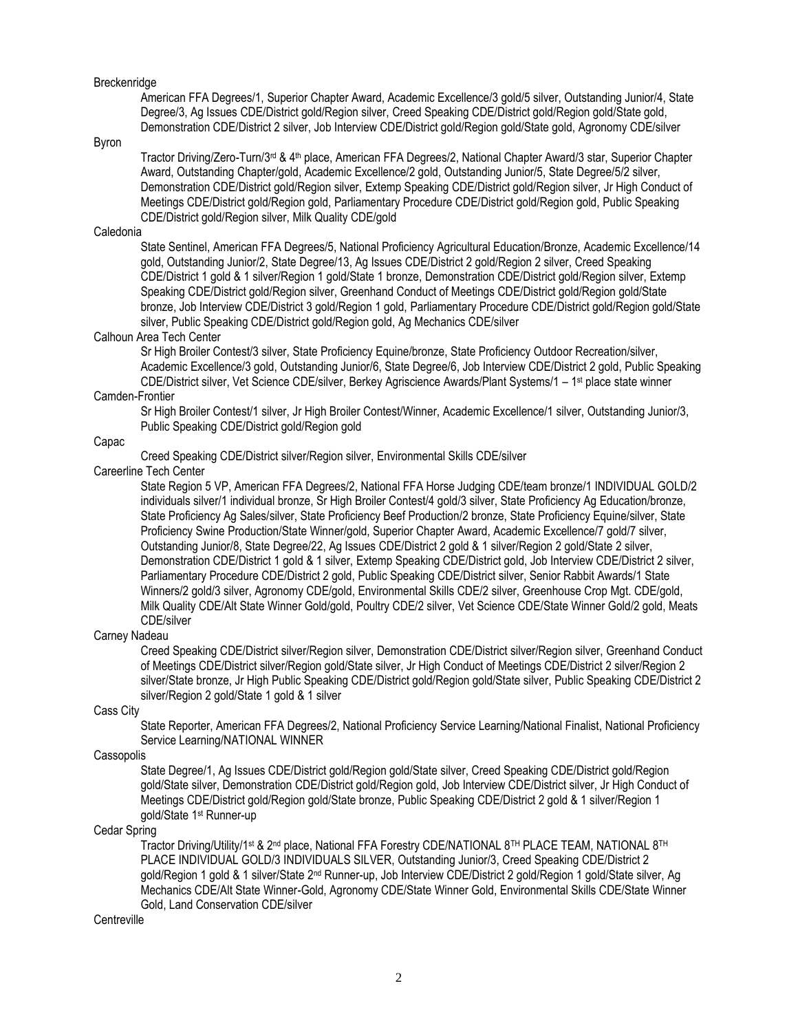Breckenridge

American FFA Degrees/1, Superior Chapter Award, Academic Excellence/3 gold/5 silver, Outstanding Junior/4, State Degree/3, Ag Issues CDE/District gold/Region silver, Creed Speaking CDE/District gold/Region gold/State gold, Demonstration CDE/District 2 silver, Job Interview CDE/District gold/Region gold/State gold, Agronomy CDE/silver

Byron

Tractor Driving/Zero-Turn/3rd & 4th place, American FFA Degrees/2, National Chapter Award/3 star, Superior Chapter Award, Outstanding Chapter/gold, Academic Excellence/2 gold, Outstanding Junior/5, State Degree/5/2 silver, Demonstration CDE/District gold/Region silver, Extemp Speaking CDE/District gold/Region silver, Jr High Conduct of Meetings CDE/District gold/Region gold, Parliamentary Procedure CDE/District gold/Region gold, Public Speaking CDE/District gold/Region silver, Milk Quality CDE/gold

Caledonia

State Sentinel, American FFA Degrees/5, National Proficiency Agricultural Education/Bronze, Academic Excellence/14 gold, Outstanding Junior/2, State Degree/13, Ag Issues CDE/District 2 gold/Region 2 silver, Creed Speaking CDE/District 1 gold & 1 silver/Region 1 gold/State 1 bronze, Demonstration CDE/District gold/Region silver, Extemp Speaking CDE/District gold/Region silver, Greenhand Conduct of Meetings CDE/District gold/Region gold/State bronze, Job Interview CDE/District 3 gold/Region 1 gold, Parliamentary Procedure CDE/District gold/Region gold/State silver, Public Speaking CDE/District gold/Region gold, Ag Mechanics CDE/silver

Calhoun Area Tech Center

Sr High Broiler Contest/3 silver, State Proficiency Equine/bronze, State Proficiency Outdoor Recreation/silver, Academic Excellence/3 gold, Outstanding Junior/6, State Degree/6, Job Interview CDE/District 2 gold, Public Speaking CDE/District silver, Vet Science CDE/silver, Berkey Agriscience Awards/Plant Systems/1 – 1st place state winner

Camden-Frontier

Sr High Broiler Contest/1 silver, Jr High Broiler Contest/Winner, Academic Excellence/1 silver, Outstanding Junior/3, Public Speaking CDE/District gold/Region gold

Capac

Creed Speaking CDE/District silver/Region silver, Environmental Skills CDE/silver

Careerline Tech Center

State Region 5 VP, American FFA Degrees/2, National FFA Horse Judging CDE/team bronze/1 INDIVIDUAL GOLD/2 individuals silver/1 individual bronze, Sr High Broiler Contest/4 gold/3 silver, State Proficiency Ag Education/bronze, State Proficiency Ag Sales/silver, State Proficiency Beef Production/2 bronze, State Proficiency Equine/silver, State Proficiency Swine Production/State Winner/gold, Superior Chapter Award, Academic Excellence/7 gold/7 silver, Outstanding Junior/8, State Degree/22, Ag Issues CDE/District 2 gold & 1 silver/Region 2 gold/State 2 silver, Demonstration CDE/District 1 gold & 1 silver, Extemp Speaking CDE/District gold, Job Interview CDE/District 2 silver, Parliamentary Procedure CDE/District 2 gold, Public Speaking CDE/District silver, Senior Rabbit Awards/1 State Winners/2 gold/3 silver, Agronomy CDE/gold, Environmental Skills CDE/2 silver, Greenhouse Crop Mgt. CDE/gold, Milk Quality CDE/Alt State Winner Gold/gold, Poultry CDE/2 silver, Vet Science CDE/State Winner Gold/2 gold, Meats CDE/silver

Carney Nadeau

Creed Speaking CDE/District silver/Region silver, Demonstration CDE/District silver/Region silver, Greenhand Conduct of Meetings CDE/District silver/Region gold/State silver, Jr High Conduct of Meetings CDE/District 2 silver/Region 2 silver/State bronze, Jr High Public Speaking CDE/District gold/Region gold/State silver, Public Speaking CDE/District 2 silver/Region 2 gold/State 1 gold & 1 silver

Cass City

State Reporter, American FFA Degrees/2, National Proficiency Service Learning/National Finalist, National Proficiency Service Learning/NATIONAL WINNER

Cassopolis

State Degree/1, Ag Issues CDE/District gold/Region gold/State silver, Creed Speaking CDE/District gold/Region gold/State silver, Demonstration CDE/District gold/Region gold, Job Interview CDE/District silver, Jr High Conduct of Meetings CDE/District gold/Region gold/State bronze, Public Speaking CDE/District 2 gold & 1 silver/Region 1 gold/State 1st Runner-up

Cedar Spring

Tractor Driving/Utility/1st & 2nd place, National FFA Forestry CDE/NATIONAL 8TH PLACE TEAM, NATIONAL 8TH PLACE INDIVIDUAL GOLD/3 INDIVIDUALS SILVER, Outstanding Junior/3, Creed Speaking CDE/District 2 gold/Region 1 gold & 1 silver/State 2nd Runner-up, Job Interview CDE/District 2 gold/Region 1 gold/State silver, Ag Mechanics CDE/Alt State Winner-Gold, Agronomy CDE/State Winner Gold, Environmental Skills CDE/State Winner Gold, Land Conservation CDE/silver

Centreville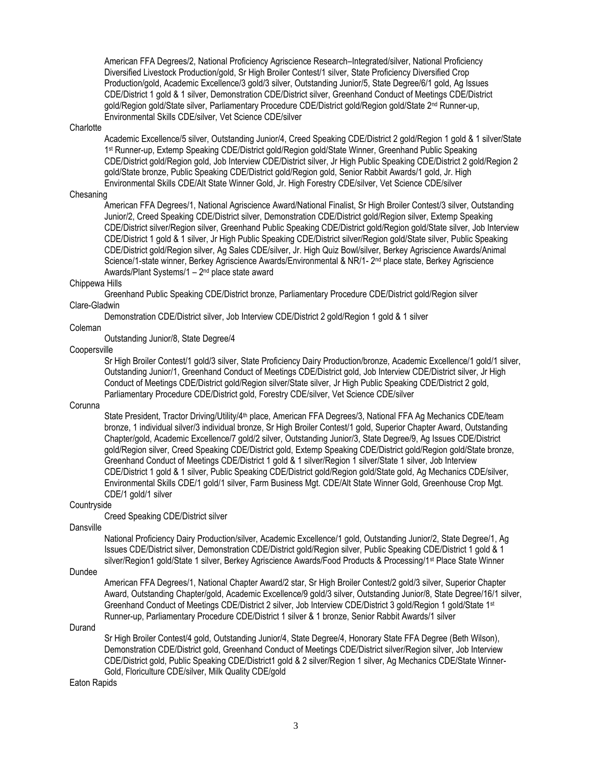American FFA Degrees/2, National Proficiency Agriscience Research–Integrated/silver, National Proficiency Diversified Livestock Production/gold, Sr High Broiler Contest/1 silver, State Proficiency Diversified Crop Production/gold, Academic Excellence/3 gold/3 silver, Outstanding Junior/5, State Degree/6/1 gold, Ag Issues CDE/District 1 gold & 1 silver, Demonstration CDE/District silver, Greenhand Conduct of Meetings CDE/District gold/Region gold/State silver, Parliamentary Procedure CDE/District gold/Region gold/State 2nd Runner-up, Environmental Skills CDE/silver, Vet Science CDE/silver

Charlotte

Academic Excellence/5 silver, Outstanding Junior/4, Creed Speaking CDE/District 2 gold/Region 1 gold & 1 silver/State 1st Runner-up, Extemp Speaking CDE/District gold/Region gold/State Winner, Greenhand Public Speaking CDE/District gold/Region gold, Job Interview CDE/District silver, Jr High Public Speaking CDE/District 2 gold/Region 2 gold/State bronze, Public Speaking CDE/District gold/Region gold, Senior Rabbit Awards/1 gold, Jr. High Environmental Skills CDE/Alt State Winner Gold, Jr. High Forestry CDE/silver, Vet Science CDE/silver

Chesaning

American FFA Degrees/1, National Agriscience Award/National Finalist, Sr High Broiler Contest/3 silver, Outstanding Junior/2, Creed Speaking CDE/District silver, Demonstration CDE/District gold/Region silver, Extemp Speaking CDE/District silver/Region silver, Greenhand Public Speaking CDE/District gold/Region gold/State silver, Job Interview CDE/District 1 gold & 1 silver, Jr High Public Speaking CDE/District silver/Region gold/State silver, Public Speaking CDE/District gold/Region silver, Ag Sales CDE/silver, Jr. High Quiz Bowl/silver, Berkey Agriscience Awards/Animal Science/1-state winner, Berkey Agriscience Awards/Environmental & NR/1- 2nd place state, Berkey Agriscience Awards/Plant Systems/1 – 2nd place state award

Chippewa Hills

Greenhand Public Speaking CDE/District bronze, Parliamentary Procedure CDE/District gold/Region silver

Clare-Gladwin

Demonstration CDE/District silver, Job Interview CDE/District 2 gold/Region 1 gold & 1 silver

Coleman

Outstanding Junior/8, State Degree/4

Coopersville

Sr High Broiler Contest/1 gold/3 silver, State Proficiency Dairy Production/bronze, Academic Excellence/1 gold/1 silver, Outstanding Junior/1, Greenhand Conduct of Meetings CDE/District gold, Job Interview CDE/District silver, Jr High Conduct of Meetings CDE/District gold/Region silver/State silver, Jr High Public Speaking CDE/District 2 gold, Parliamentary Procedure CDE/District gold, Forestry CDE/silver, Vet Science CDE/silver

Corunna

State President, Tractor Driving/Utility/4th place, American FFA Degrees/3, National FFA Ag Mechanics CDE/team bronze, 1 individual silver/3 individual bronze, Sr High Broiler Contest/1 gold, Superior Chapter Award, Outstanding Chapter/gold, Academic Excellence/7 gold/2 silver, Outstanding Junior/3, State Degree/9, Ag Issues CDE/District gold/Region silver, Creed Speaking CDE/District gold, Extemp Speaking CDE/District gold/Region gold/State bronze, Greenhand Conduct of Meetings CDE/District 1 gold & 1 silver/Region 1 silver/State 1 silver, Job Interview CDE/District 1 gold & 1 silver, Public Speaking CDE/District gold/Region gold/State gold, Ag Mechanics CDE/silver, Environmental Skills CDE/1 gold/1 silver, Farm Business Mgt. CDE/Alt State Winner Gold, Greenhouse Crop Mgt. CDE/1 gold/1 silver

Countryside

Creed Speaking CDE/District silver

Dansville

National Proficiency Dairy Production/silver, Academic Excellence/1 gold, Outstanding Junior/2, State Degree/1, Ag Issues CDE/District silver, Demonstration CDE/District gold/Region silver, Public Speaking CDE/District 1 gold & 1 silver/Region1 gold/State 1 silver, Berkey Agriscience Awards/Food Products & Processing/1st Place State Winner

Dundee

American FFA Degrees/1, National Chapter Award/2 star, Sr High Broiler Contest/2 gold/3 silver, Superior Chapter Award, Outstanding Chapter/gold, Academic Excellence/9 gold/3 silver, Outstanding Junior/8, State Degree/16/1 silver, Greenhand Conduct of Meetings CDE/District 2 silver, Job Interview CDE/District 3 gold/Region 1 gold/State 1st Runner-up, Parliamentary Procedure CDE/District 1 silver & 1 bronze, Senior Rabbit Awards/1 silver

Durand

Sr High Broiler Contest/4 gold, Outstanding Junior/4, State Degree/4, Honorary State FFA Degree (Beth Wilson), Demonstration CDE/District gold, Greenhand Conduct of Meetings CDE/District silver/Region silver, Job Interview CDE/District gold, Public Speaking CDE/District1 gold & 2 silver/Region 1 silver, Ag Mechanics CDE/State Winner-Gold, Floriculture CDE/silver, Milk Quality CDE/gold

Eaton Rapids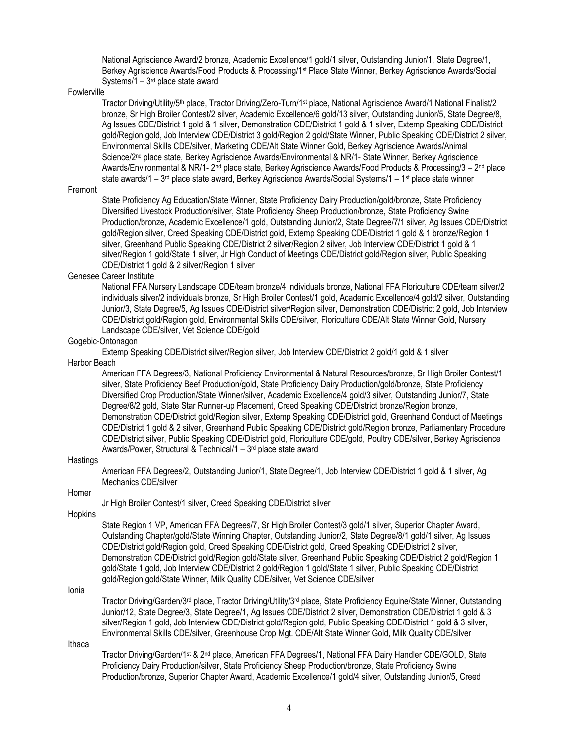National Agriscience Award/2 bronze, Academic Excellence/1 gold/1 silver, Outstanding Junior/1, State Degree/1, Berkey Agriscience Awards/Food Products & Processing/1st Place State Winner, Berkey Agriscience Awards/Social Systems/1 – 3rd place state award

Fowlerville

Tractor Driving/Utility/5th place, Tractor Driving/Zero-Turn/1st place, National Agriscience Award/1 National Finalist/2 bronze, Sr High Broiler Contest/2 silver, Academic Excellence/6 gold/13 silver, Outstanding Junior/5, State Degree/8, Ag Issues CDE/District 1 gold & 1 silver, Demonstration CDE/District 1 gold & 1 silver, Extemp Speaking CDE/District gold/Region gold, Job Interview CDE/District 3 gold/Region 2 gold/State Winner, Public Speaking CDE/District 2 silver, Environmental Skills CDE/silver, Marketing CDE/Alt State Winner Gold, Berkey Agriscience Awards/Animal Science/2nd place state, Berkey Agriscience Awards/Environmental & NR/1- State Winner, Berkey Agriscience Awards/Environmental & NR/1- 2nd place state, Berkey Agriscience Awards/Food Products & Processing/3 – 2nd place state awards/1 – 3rd place state award, Berkey Agriscience Awards/Social Systems/1 – 1st place state winner

Fremont

State Proficiency Ag Education/State Winner, State Proficiency Dairy Production/gold/bronze, State Proficiency Diversified Livestock Production/silver, State Proficiency Sheep Production/bronze, State Proficiency Swine Production/bronze, Academic Excellence/1 gold, Outstanding Junior/2, State Degree/7/1 silver, Ag Issues CDE/District gold/Region silver, Creed Speaking CDE/District gold, Extemp Speaking CDE/District 1 gold & 1 bronze/Region 1 silver, Greenhand Public Speaking CDE/District 2 silver/Region 2 silver, Job Interview CDE/District 1 gold & 1 silver/Region 1 gold/State 1 silver, Jr High Conduct of Meetings CDE/District gold/Region silver, Public Speaking CDE/District 1 gold & 2 silver/Region 1 silver

Genesee Career Institute

National FFA Nursery Landscape CDE/team bronze/4 individuals bronze, National FFA Floriculture CDE/team silver/2 individuals silver/2 individuals bronze, Sr High Broiler Contest/1 gold, Academic Excellence/4 gold/2 silver, Outstanding Junior/3, State Degree/5, Ag Issues CDE/District silver/Region silver, Demonstration CDE/District 2 gold, Job Interview CDE/District gold/Region gold, Environmental Skills CDE/silver, Floriculture CDE/Alt State Winner Gold, Nursery Landscape CDE/silver, Vet Science CDE/gold

Gogebic-Ontonagon

Extemp Speaking CDE/District silver/Region silver, Job Interview CDE/District 2 gold/1 gold & 1 silver

Harbor Beach

American FFA Degrees/3, National Proficiency Environmental & Natural Resources/bronze, Sr High Broiler Contest/1 silver, State Proficiency Beef Production/gold, State Proficiency Dairy Production/gold/bronze, State Proficiency Diversified Crop Production/State Winner/silver, Academic Excellence/4 gold/3 silver, Outstanding Junior/7, State Degree/8/2 gold, State Star Runner-up Placement, Creed Speaking CDE/District bronze/Region bronze, Demonstration CDE/District gold/Region silver, Extemp Speaking CDE/District gold, Greenhand Conduct of Meetings CDE/District 1 gold & 2 silver, Greenhand Public Speaking CDE/District gold/Region bronze, Parliamentary Procedure CDE/District silver, Public Speaking CDE/District gold, Floriculture CDE/gold, Poultry CDE/silver, Berkey Agriscience Awards/Power, Structural & Technical/1 – 3rd place state award

Hastings

American FFA Degrees/2, Outstanding Junior/1, State Degree/1, Job Interview CDE/District 1 gold & 1 silver, Ag Mechanics CDE/silver

Homer

Jr High Broiler Contest/1 silver, Creed Speaking CDE/District silver

Hopkins

State Region 1 VP, American FFA Degrees/7, Sr High Broiler Contest/3 gold/1 silver, Superior Chapter Award, Outstanding Chapter/gold/State Winning Chapter, Outstanding Junior/2, State Degree/8/1 gold/1 silver, Ag Issues CDE/District gold/Region gold, Creed Speaking CDE/District gold, Creed Speaking CDE/District 2 silver, Demonstration CDE/District gold/Region gold/State silver, Greenhand Public Speaking CDE/District 2 gold/Region 1 gold/State 1 gold, Job Interview CDE/District 2 gold/Region 1 gold/State 1 silver, Public Speaking CDE/District gold/Region gold/State Winner, Milk Quality CDE/silver, Vet Science CDE/silver

Ionia

Tractor Driving/Garden/3rd place, Tractor Driving/Utility/3rd place, State Proficiency Equine/State Winner, Outstanding Junior/12, State Degree/3, State Degree/1, Ag Issues CDE/District 2 silver, Demonstration CDE/District 1 gold & 3 silver/Region 1 gold, Job Interview CDE/District gold/Region gold, Public Speaking CDE/District 1 gold & 3 silver, Environmental Skills CDE/silver, Greenhouse Crop Mgt. CDE/Alt State Winner Gold, Milk Quality CDE/silver

Ithaca

Tractor Driving/Garden/1st & 2nd place, American FFA Degrees/1, National FFA Dairy Handler CDE/GOLD, State Proficiency Dairy Production/silver, State Proficiency Sheep Production/bronze, State Proficiency Swine Production/bronze, Superior Chapter Award, Academic Excellence/1 gold/4 silver, Outstanding Junior/5, Creed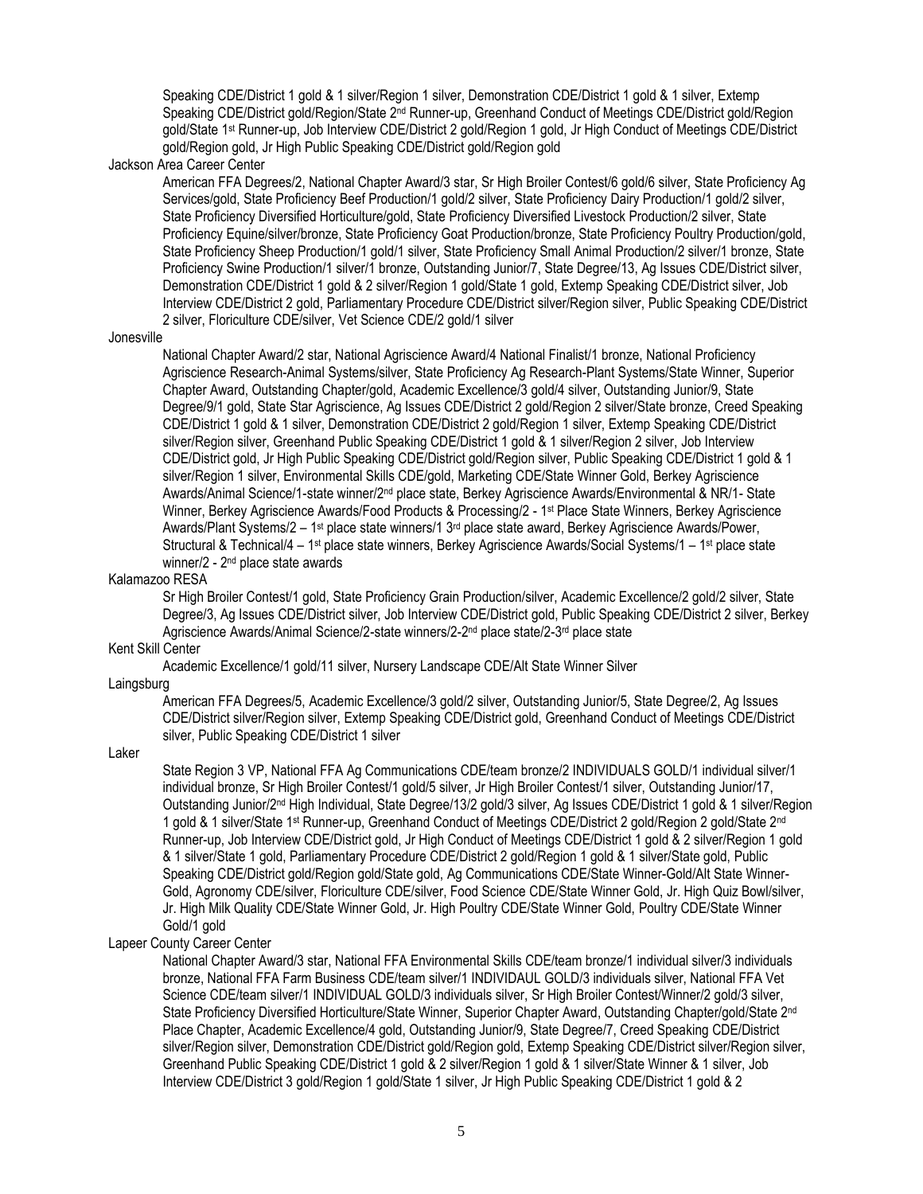Speaking CDE/District 1 gold & 1 silver/Region 1 silver, Demonstration CDE/District 1 gold & 1 silver, Extemp Speaking CDE/District gold/Region/State 2nd Runner-up, Greenhand Conduct of Meetings CDE/District gold/Region gold/State 1st Runner-up, Job Interview CDE/District 2 gold/Region 1 gold, Jr High Conduct of Meetings CDE/District gold/Region gold, Jr High Public Speaking CDE/District gold/Region gold

Jackson Area Career Center

American FFA Degrees/2, National Chapter Award/3 star, Sr High Broiler Contest/6 gold/6 silver, State Proficiency Ag Services/gold, State Proficiency Beef Production/1 gold/2 silver, State Proficiency Dairy Production/1 gold/2 silver, State Proficiency Diversified Horticulture/gold, State Proficiency Diversified Livestock Production/2 silver, State Proficiency Equine/silver/bronze, State Proficiency Goat Production/bronze, State Proficiency Poultry Production/gold, State Proficiency Sheep Production/1 gold/1 silver, State Proficiency Small Animal Production/2 silver/1 bronze, State Proficiency Swine Production/1 silver/1 bronze, Outstanding Junior/7, State Degree/13, Ag Issues CDE/District silver, Demonstration CDE/District 1 gold & 2 silver/Region 1 gold/State 1 gold, Extemp Speaking CDE/District silver, Job Interview CDE/District 2 gold, Parliamentary Procedure CDE/District silver/Region silver, Public Speaking CDE/District 2 silver, Floriculture CDE/silver, Vet Science CDE/2 gold/1 silver

Jonesville

National Chapter Award/2 star, National Agriscience Award/4 National Finalist/1 bronze, National Proficiency Agriscience Research-Animal Systems/silver, State Proficiency Ag Research-Plant Systems/State Winner, Superior Chapter Award, Outstanding Chapter/gold, Academic Excellence/3 gold/4 silver, Outstanding Junior/9, State Degree/9/1 gold, State Star Agriscience, Ag Issues CDE/District 2 gold/Region 2 silver/State bronze, Creed Speaking CDE/District 1 gold & 1 silver, Demonstration CDE/District 2 gold/Region 1 silver, Extemp Speaking CDE/District silver/Region silver, Greenhand Public Speaking CDE/District 1 gold & 1 silver/Region 2 silver, Job Interview CDE/District gold, Jr High Public Speaking CDE/District gold/Region silver, Public Speaking CDE/District 1 gold & 1 silver/Region 1 silver, Environmental Skills CDE/gold, Marketing CDE/State Winner Gold, Berkey Agriscience Awards/Animal Science/1-state winner/2nd place state, Berkey Agriscience Awards/Environmental & NR/1- State Winner, Berkey Agriscience Awards/Food Products & Processing/2 - 1st Place State Winners, Berkey Agriscience Awards/Plant Systems/2 – 1st place state winners/1 3rd place state award, Berkey Agriscience Awards/Power, Structural & Technical/4 – 1st place state winners, Berkey Agriscience Awards/Social Systems/1 – 1st place state winner/2 - 2nd place state awards

Kalamazoo RESA

Sr High Broiler Contest/1 gold, State Proficiency Grain Production/silver, Academic Excellence/2 gold/2 silver, State Degree/3, Ag Issues CDE/District silver, Job Interview CDE/District gold, Public Speaking CDE/District 2 silver, Berkey Agriscience Awards/Animal Science/2-state winners/2-2nd place state/2-3rd place state

Kent Skill Center

Academic Excellence/1 gold/11 silver, Nursery Landscape CDE/Alt State Winner Silver

Laingsburg

American FFA Degrees/5, Academic Excellence/3 gold/2 silver, Outstanding Junior/5, State Degree/2, Ag Issues CDE/District silver/Region silver, Extemp Speaking CDE/District gold, Greenhand Conduct of Meetings CDE/District silver, Public Speaking CDE/District 1 silver

Laker

State Region 3 VP, National FFA Ag Communications CDE/team bronze/2 INDIVIDUALS GOLD/1 individual silver/1 individual bronze, Sr High Broiler Contest/1 gold/5 silver, Jr High Broiler Contest/1 silver, Outstanding Junior/17, Outstanding Junior/2nd High Individual, State Degree/13/2 gold/3 silver, Ag Issues CDE/District 1 gold & 1 silver/Region 1 gold & 1 silver/State 1st Runner-up, Greenhand Conduct of Meetings CDE/District 2 gold/Region 2 gold/State 2nd Runner-up, Job Interview CDE/District gold, Jr High Conduct of Meetings CDE/District 1 gold & 2 silver/Region 1 gold & 1 silver/State 1 gold, Parliamentary Procedure CDE/District 2 gold/Region 1 gold & 1 silver/State gold, Public Speaking CDE/District gold/Region gold/State gold, Ag Communications CDE/State Winner-Gold/Alt State Winner-Gold, Agronomy CDE/silver, Floriculture CDE/silver, Food Science CDE/State Winner Gold, Jr. High Quiz Bowl/silver, Jr. High Milk Quality CDE/State Winner Gold, Jr. High Poultry CDE/State Winner Gold, Poultry CDE/State Winner Gold/1 gold

Lapeer County Career Center

National Chapter Award/3 star, National FFA Environmental Skills CDE/team bronze/1 individual silver/3 individuals bronze, National FFA Farm Business CDE/team silver/1 INDIVIDAUL GOLD/3 individuals silver, National FFA Vet Science CDE/team silver/1 INDIVIDUAL GOLD/3 individuals silver, Sr High Broiler Contest/Winner/2 gold/3 silver, State Proficiency Diversified Horticulture/State Winner, Superior Chapter Award, Outstanding Chapter/gold/State 2nd Place Chapter, Academic Excellence/4 gold, Outstanding Junior/9, State Degree/7, Creed Speaking CDE/District silver/Region silver, Demonstration CDE/District gold/Region gold, Extemp Speaking CDE/District silver/Region silver, Greenhand Public Speaking CDE/District 1 gold & 2 silver/Region 1 gold & 1 silver/State Winner & 1 silver, Job Interview CDE/District 3 gold/Region 1 gold/State 1 silver, Jr High Public Speaking CDE/District 1 gold & 2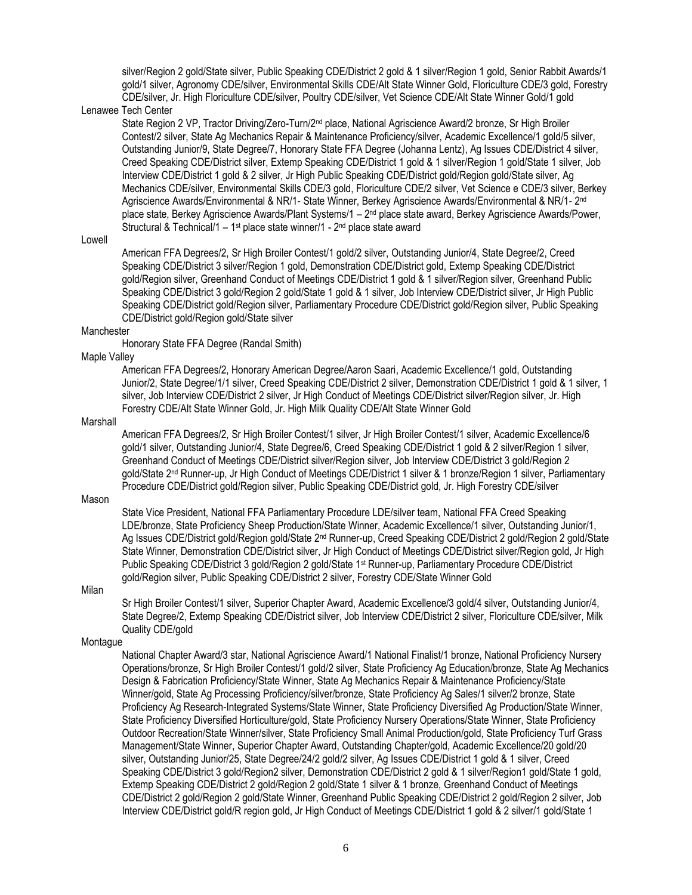silver/Region 2 gold/State silver, Public Speaking CDE/District 2 gold & 1 silver/Region 1 gold, Senior Rabbit Awards/1 gold/1 silver, Agronomy CDE/silver, Environmental Skills CDE/Alt State Winner Gold, Floriculture CDE/3 gold, Forestry CDE/silver, Jr. High Floriculture CDE/silver, Poultry CDE/silver, Vet Science CDE/Alt State Winner Gold/1 gold

Lenawee Tech Center

State Region 2 VP, Tractor Driving/Zero-Turn/2nd place, National Agriscience Award/2 bronze, Sr High Broiler Contest/2 silver, State Ag Mechanics Repair & Maintenance Proficiency/silver, Academic Excellence/1 gold/5 silver, Outstanding Junior/9, State Degree/7, Honorary State FFA Degree (Johanna Lentz), Ag Issues CDE/District 4 silver, Creed Speaking CDE/District silver, Extemp Speaking CDE/District 1 gold & 1 silver/Region 1 gold/State 1 silver, Job Interview CDE/District 1 gold & 2 silver, Jr High Public Speaking CDE/District gold/Region gold/State silver, Ag Mechanics CDE/silver, Environmental Skills CDE/3 gold, Floriculture CDE/2 silver, Vet Science e CDE/3 silver, Berkey Agriscience Awards/Environmental & NR/1- State Winner, Berkey Agriscience Awards/Environmental & NR/1- 2nd place state, Berkey Agriscience Awards/Plant Systems/1 – 2nd place state award, Berkey Agriscience Awards/Power, Structural & Technical/1 – 1st place state winner/1 - 2nd place state award

Lowell

American FFA Degrees/2, Sr High Broiler Contest/1 gold/2 silver, Outstanding Junior/4, State Degree/2, Creed Speaking CDE/District 3 silver/Region 1 gold, Demonstration CDE/District gold, Extemp Speaking CDE/District gold/Region silver, Greenhand Conduct of Meetings CDE/District 1 gold & 1 silver/Region silver, Greenhand Public Speaking CDE/District 3 gold/Region 2 gold/State 1 gold & 1 silver, Job Interview CDE/District silver, Jr High Public Speaking CDE/District gold/Region silver, Parliamentary Procedure CDE/District gold/Region silver, Public Speaking CDE/District gold/Region gold/State silver

Manchester

Honorary State FFA Degree (Randal Smith)

Maple Valley

American FFA Degrees/2, Honorary American Degree/Aaron Saari, Academic Excellence/1 gold, Outstanding Junior/2, State Degree/1/1 silver, Creed Speaking CDE/District 2 silver, Demonstration CDE/District 1 gold & 1 silver, 1 silver, Job Interview CDE/District 2 silver, Jr High Conduct of Meetings CDE/District silver/Region silver, Jr. High Forestry CDE/Alt State Winner Gold, Jr. High Milk Quality CDE/Alt State Winner Gold

Marshall

American FFA Degrees/2, Sr High Broiler Contest/1 silver, Jr High Broiler Contest/1 silver, Academic Excellence/6 gold/1 silver, Outstanding Junior/4, State Degree/6, Creed Speaking CDE/District 1 gold & 2 silver/Region 1 silver, Greenhand Conduct of Meetings CDE/District silver/Region silver, Job Interview CDE/District 3 gold/Region 2 gold/State 2nd Runner-up, Jr High Conduct of Meetings CDE/District 1 silver & 1 bronze/Region 1 silver, Parliamentary Procedure CDE/District gold/Region silver, Public Speaking CDE/District gold, Jr. High Forestry CDE/silver

Mason

State Vice President, National FFA Parliamentary Procedure LDE/silver team, National FFA Creed Speaking LDE/bronze, State Proficiency Sheep Production/State Winner, Academic Excellence/1 silver, Outstanding Junior/1, Ag Issues CDE/District gold/Region gold/State 2nd Runner-up, Creed Speaking CDE/District 2 gold/Region 2 gold/State State Winner, Demonstration CDE/District silver, Jr High Conduct of Meetings CDE/District silver/Region gold, Jr High Public Speaking CDE/District 3 gold/Region 2 gold/State 1st Runner-up, Parliamentary Procedure CDE/District gold/Region silver, Public Speaking CDE/District 2 silver, Forestry CDE/State Winner Gold

Milan

Sr High Broiler Contest/1 silver, Superior Chapter Award, Academic Excellence/3 gold/4 silver, Outstanding Junior/4, State Degree/2, Extemp Speaking CDE/District silver, Job Interview CDE/District 2 silver, Floriculture CDE/silver, Milk Quality CDE/gold

Montague

National Chapter Award/3 star, National Agriscience Award/1 National Finalist/1 bronze, National Proficiency Nursery Operations/bronze, Sr High Broiler Contest/1 gold/2 silver, State Proficiency Ag Education/bronze, State Ag Mechanics Design & Fabrication Proficiency/State Winner, State Ag Mechanics Repair & Maintenance Proficiency/State Winner/gold, State Ag Processing Proficiency/silver/bronze, State Proficiency Ag Sales/1 silver/2 bronze, State Proficiency Ag Research-Integrated Systems/State Winner, State Proficiency Diversified Ag Production/State Winner, State Proficiency Diversified Horticulture/gold, State Proficiency Nursery Operations/State Winner, State Proficiency Outdoor Recreation/State Winner/silver, State Proficiency Small Animal Production/gold, State Proficiency Turf Grass Management/State Winner, Superior Chapter Award, Outstanding Chapter/gold, Academic Excellence/20 gold/20 silver, Outstanding Junior/25, State Degree/24/2 gold/2 silver, Ag Issues CDE/District 1 gold & 1 silver, Creed Speaking CDE/District 3 gold/Region2 silver, Demonstration CDE/District 2 gold & 1 silver/Region1 gold/State 1 gold, Extemp Speaking CDE/District 2 gold/Region 2 gold/State 1 silver & 1 bronze, Greenhand Conduct of Meetings CDE/District 2 gold/Region 2 gold/State Winner, Greenhand Public Speaking CDE/District 2 gold/Region 2 silver, Job Interview CDE/District gold/R region gold, Jr High Conduct of Meetings CDE/District 1 gold & 2 silver/1 gold/State 1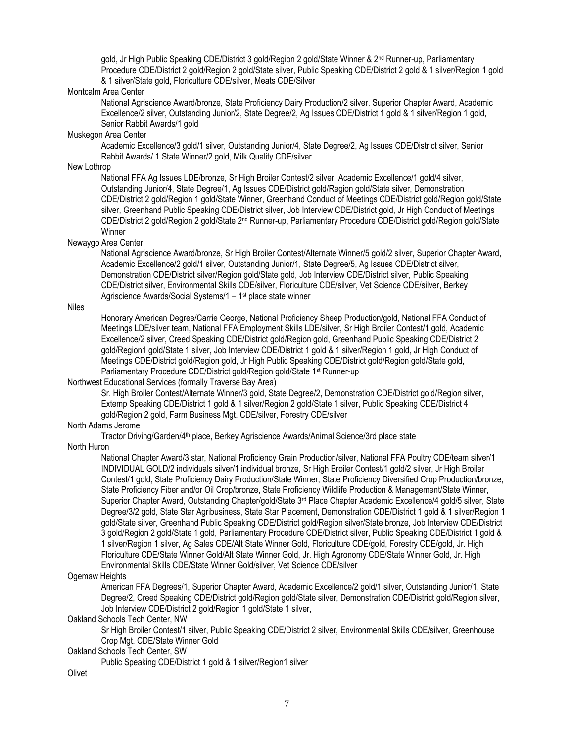gold, Jr High Public Speaking CDE/District 3 gold/Region 2 gold/State Winner & 2nd Runner-up, Parliamentary Procedure CDE/District 2 gold/Region 2 gold/State silver, Public Speaking CDE/District 2 gold & 1 silver/Region 1 gold & 1 silver/State gold, Floriculture CDE/silver, Meats CDE/Silver

Montcalm Area Center

National Agriscience Award/bronze, State Proficiency Dairy Production/2 silver, Superior Chapter Award, Academic Excellence/2 silver, Outstanding Junior/2, State Degree/2, Ag Issues CDE/District 1 gold & 1 silver/Region 1 gold, Senior Rabbit Awards/1 gold

Muskegon Area Center

Academic Excellence/3 gold/1 silver, Outstanding Junior/4, State Degree/2, Ag Issues CDE/District silver, Senior Rabbit Awards/ 1 State Winner/2 gold, Milk Quality CDE/silver

New Lothrop

National FFA Ag Issues LDE/bronze, Sr High Broiler Contest/2 silver, Academic Excellence/1 gold/4 silver, Outstanding Junior/4, State Degree/1, Ag Issues CDE/District gold/Region gold/State silver, Demonstration CDE/District 2 gold/Region 1 gold/State Winner, Greenhand Conduct of Meetings CDE/District gold/Region gold/State silver, Greenhand Public Speaking CDE/District silver, Job Interview CDE/District gold, Jr High Conduct of Meetings CDE/District 2 gold/Region 2 gold/State 2nd Runner-up, Parliamentary Procedure CDE/District gold/Region gold/State Winner

Newaygo Area Center

National Agriscience Award/bronze, Sr High Broiler Contest/Alternate Winner/5 gold/2 silver, Superior Chapter Award, Academic Excellence/2 gold/1 silver, Outstanding Junior/1, State Degree/5, Ag Issues CDE/District silver, Demonstration CDE/District silver/Region gold/State gold, Job Interview CDE/District silver, Public Speaking CDE/District silver, Environmental Skills CDE/silver, Floriculture CDE/silver, Vet Science CDE/silver, Berkey Agriscience Awards/Social Systems/1 – 1st place state winner

Niles

Honorary American Degree/Carrie George, National Proficiency Sheep Production/gold, National FFA Conduct of Meetings LDE/silver team, National FFA Employment Skills LDE/silver, Sr High Broiler Contest/1 gold, Academic Excellence/2 silver, Creed Speaking CDE/District gold/Region gold, Greenhand Public Speaking CDE/District 2 gold/Region1 gold/State 1 silver, Job Interview CDE/District 1 gold & 1 silver/Region 1 gold, Jr High Conduct of Meetings CDE/District gold/Region gold, Jr High Public Speaking CDE/District gold/Region gold/State gold, Parliamentary Procedure CDE/District gold/Region gold/State 1st Runner-up

Northwest Educational Services (formally Traverse Bay Area)

Sr. High Broiler Contest/Alternate Winner/3 gold, State Degree/2, Demonstration CDE/District gold/Region silver, Extemp Speaking CDE/District 1 gold & 1 silver/Region 2 gold/State 1 silver, Public Speaking CDE/District 4 gold/Region 2 gold, Farm Business Mgt. CDE/silver, Forestry CDE/silver

North Adams Jerome

Tractor Driving/Garden/4th place, Berkey Agriscience Awards/Animal Science/3rd place state

North Huron

National Chapter Award/3 star, National Proficiency Grain Production/silver, National FFA Poultry CDE/team silver/1 INDIVIDUAL GOLD/2 individuals silver/1 individual bronze, Sr High Broiler Contest/1 gold/2 silver, Jr High Broiler Contest/1 gold, State Proficiency Dairy Production/State Winner, State Proficiency Diversified Crop Production/bronze, State Proficiency Fiber and/or Oil Crop/bronze, State Proficiency Wildlife Production & Management/State Winner, Superior Chapter Award, Outstanding Chapter/gold/State 3rd Place Chapter Academic Excellence/4 gold/5 silver, State Degree/3/2 gold, State Star Agribusiness, State Star Placement, Demonstration CDE/District 1 gold & 1 silver/Region 1 gold/State silver, Greenhand Public Speaking CDE/District gold/Region silver/State bronze, Job Interview CDE/District 3 gold/Region 2 gold/State 1 gold, Parliamentary Procedure CDE/District silver, Public Speaking CDE/District 1 gold & 1 silver/Region 1 silver, Ag Sales CDE/Alt State Winner Gold, Floriculture CDE/gold, Forestry CDE/gold, Jr. High Floriculture CDE/State Winner Gold/Alt State Winner Gold, Jr. High Agronomy CDE/State Winner Gold, Jr. High Environmental Skills CDE/State Winner Gold/silver, Vet Science CDE/silver

Ogemaw Heights

American FFA Degrees/1, Superior Chapter Award, Academic Excellence/2 gold/1 silver, Outstanding Junior/1, State Degree/2, Creed Speaking CDE/District gold/Region gold/State silver, Demonstration CDE/District gold/Region silver, Job Interview CDE/District 2 gold/Region 1 gold/State 1 silver,

Oakland Schools Tech Center, NW

Sr High Broiler Contest/1 silver, Public Speaking CDE/District 2 silver, Environmental Skills CDE/silver, Greenhouse Crop Mgt. CDE/State Winner Gold

Oakland Schools Tech Center, SW

Public Speaking CDE/District 1 gold & 1 silver/Region1 silver

Olivet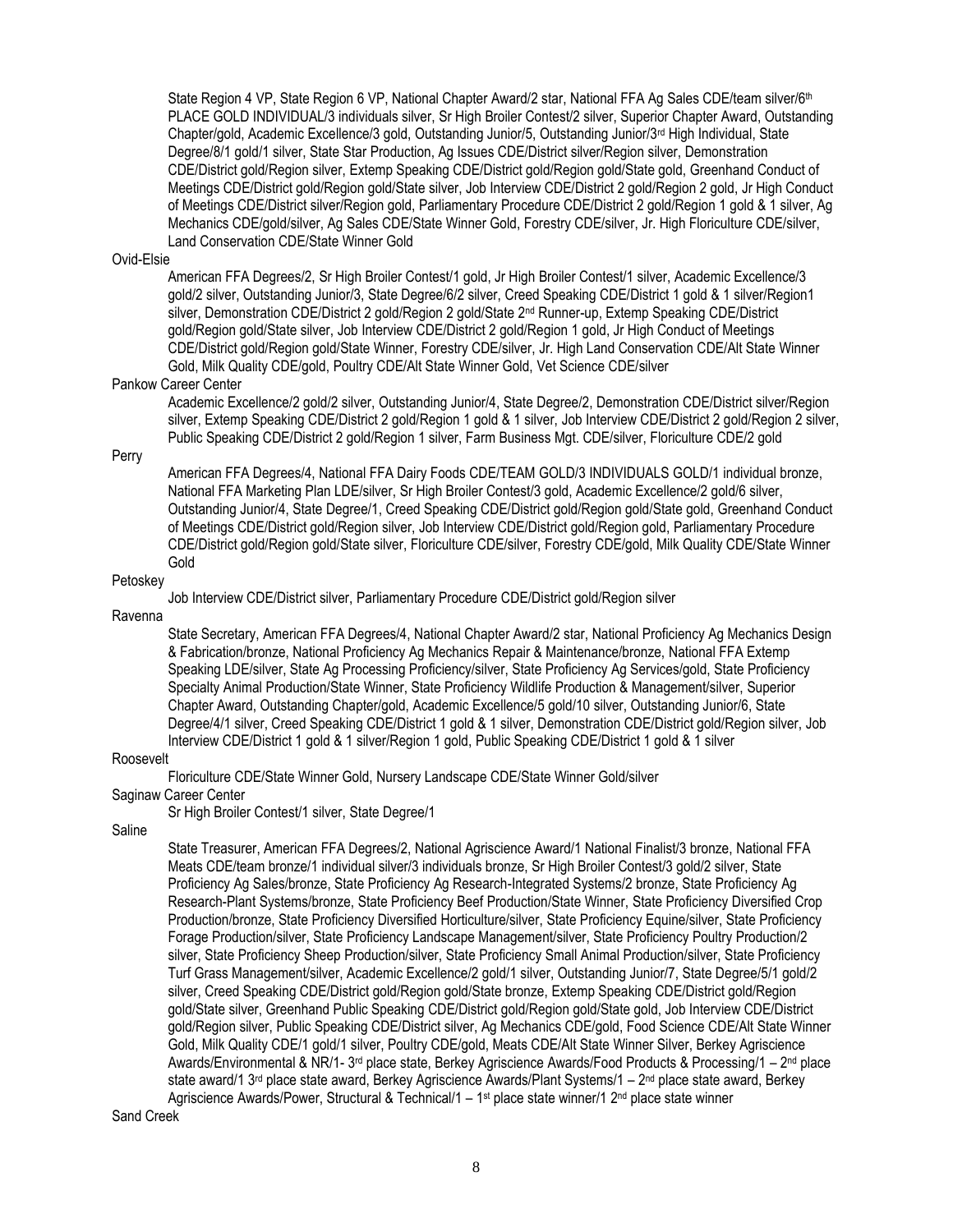State Region 4 VP, State Region 6 VP, National Chapter Award/2 star, National FFA Ag Sales CDE/team silver/6th PLACE GOLD INDIVIDUAL/3 individuals silver, Sr High Broiler Contest/2 silver, Superior Chapter Award, Outstanding Chapter/gold, Academic Excellence/3 gold, Outstanding Junior/5, Outstanding Junior/3rd High Individual, State Degree/8/1 gold/1 silver, State Star Production, Ag Issues CDE/District silver/Region silver, Demonstration CDE/District gold/Region silver, Extemp Speaking CDE/District gold/Region gold/State gold, Greenhand Conduct of Meetings CDE/District gold/Region gold/State silver, Job Interview CDE/District 2 gold/Region 2 gold, Jr High Conduct of Meetings CDE/District silver/Region gold, Parliamentary Procedure CDE/District 2 gold/Region 1 gold & 1 silver, Ag Mechanics CDE/gold/silver, Ag Sales CDE/State Winner Gold, Forestry CDE/silver, Jr. High Floriculture CDE/silver, Land Conservation CDE/State Winner Gold

Ovid-Elsie

American FFA Degrees/2, Sr High Broiler Contest/1 gold, Jr High Broiler Contest/1 silver, Academic Excellence/3 gold/2 silver, Outstanding Junior/3, State Degree/6/2 silver, Creed Speaking CDE/District 1 gold & 1 silver/Region1 silver, Demonstration CDE/District 2 gold/Region 2 gold/State 2nd Runner-up, Extemp Speaking CDE/District gold/Region gold/State silver, Job Interview CDE/District 2 gold/Region 1 gold, Jr High Conduct of Meetings CDE/District gold/Region gold/State Winner, Forestry CDE/silver, Jr. High Land Conservation CDE/Alt State Winner Gold, Milk Quality CDE/gold, Poultry CDE/Alt State Winner Gold, Vet Science CDE/silver

Pankow Career Center

Academic Excellence/2 gold/2 silver, Outstanding Junior/4, State Degree/2, Demonstration CDE/District silver/Region silver, Extemp Speaking CDE/District 2 gold/Region 1 gold & 1 silver, Job Interview CDE/District 2 gold/Region 2 silver, Public Speaking CDE/District 2 gold/Region 1 silver, Farm Business Mgt. CDE/silver, Floriculture CDE/2 gold

Perry

American FFA Degrees/4, National FFA Dairy Foods CDE/TEAM GOLD/3 INDIVIDUALS GOLD/1 individual bronze, National FFA Marketing Plan LDE/silver, Sr High Broiler Contest/3 gold, Academic Excellence/2 gold/6 silver, Outstanding Junior/4, State Degree/1, Creed Speaking CDE/District gold/Region gold/State gold, Greenhand Conduct of Meetings CDE/District gold/Region silver, Job Interview CDE/District gold/Region gold, Parliamentary Procedure CDE/District gold/Region gold/State silver, Floriculture CDE/silver, Forestry CDE/gold, Milk Quality CDE/State Winner Gold

Petoskey

Job Interview CDE/District silver, Parliamentary Procedure CDE/District gold/Region silver

Ravenna

State Secretary, American FFA Degrees/4, National Chapter Award/2 star, National Proficiency Ag Mechanics Design & Fabrication/bronze, National Proficiency Ag Mechanics Repair & Maintenance/bronze, National FFA Extemp Speaking LDE/silver, State Ag Processing Proficiency/silver, State Proficiency Ag Services/gold, State Proficiency Specialty Animal Production/State Winner, State Proficiency Wildlife Production & Management/silver, Superior Chapter Award, Outstanding Chapter/gold, Academic Excellence/5 gold/10 silver, Outstanding Junior/6, State Degree/4/1 silver, Creed Speaking CDE/District 1 gold & 1 silver, Demonstration CDE/District gold/Region silver, Job Interview CDE/District 1 gold & 1 silver/Region 1 gold, Public Speaking CDE/District 1 gold & 1 silver

Roosevelt

Floriculture CDE/State Winner Gold, Nursery Landscape CDE/State Winner Gold/silver

Saginaw Career Center

Sr High Broiler Contest/1 silver, State Degree/1

Saline

State Treasurer, American FFA Degrees/2, National Agriscience Award/1 National Finalist/3 bronze, National FFA Meats CDE/team bronze/1 individual silver/3 individuals bronze, Sr High Broiler Contest/3 gold/2 silver, State Proficiency Ag Sales/bronze, State Proficiency Ag Research-Integrated Systems/2 bronze, State Proficiency Ag Research-Plant Systems/bronze, State Proficiency Beef Production/State Winner, State Proficiency Diversified Crop Production/bronze, State Proficiency Diversified Horticulture/silver, State Proficiency Equine/silver, State Proficiency Forage Production/silver, State Proficiency Landscape Management/silver, State Proficiency Poultry Production/2 silver, State Proficiency Sheep Production/silver, State Proficiency Small Animal Production/silver, State Proficiency Turf Grass Management/silver, Academic Excellence/2 gold/1 silver, Outstanding Junior/7, State Degree/5/1 gold/2 silver, Creed Speaking CDE/District gold/Region gold/State bronze, Extemp Speaking CDE/District gold/Region gold/State silver, Greenhand Public Speaking CDE/District gold/Region gold/State gold, Job Interview CDE/District gold/Region silver, Public Speaking CDE/District silver, Ag Mechanics CDE/gold, Food Science CDE/Alt State Winner Gold, Milk Quality CDE/1 gold/1 silver, Poultry CDE/gold, Meats CDE/Alt State Winner Silver, Berkey Agriscience Awards/Environmental & NR/1- 3rd place state, Berkey Agriscience Awards/Food Products & Processing/1 – 2nd place state award/1 3rd place state award, Berkey Agriscience Awards/Plant Systems/1 – 2nd place state award, Berkey Agriscience Awards/Power, Structural & Technical/1 – 1st place state winner/1 2nd place state winner

Sand Creek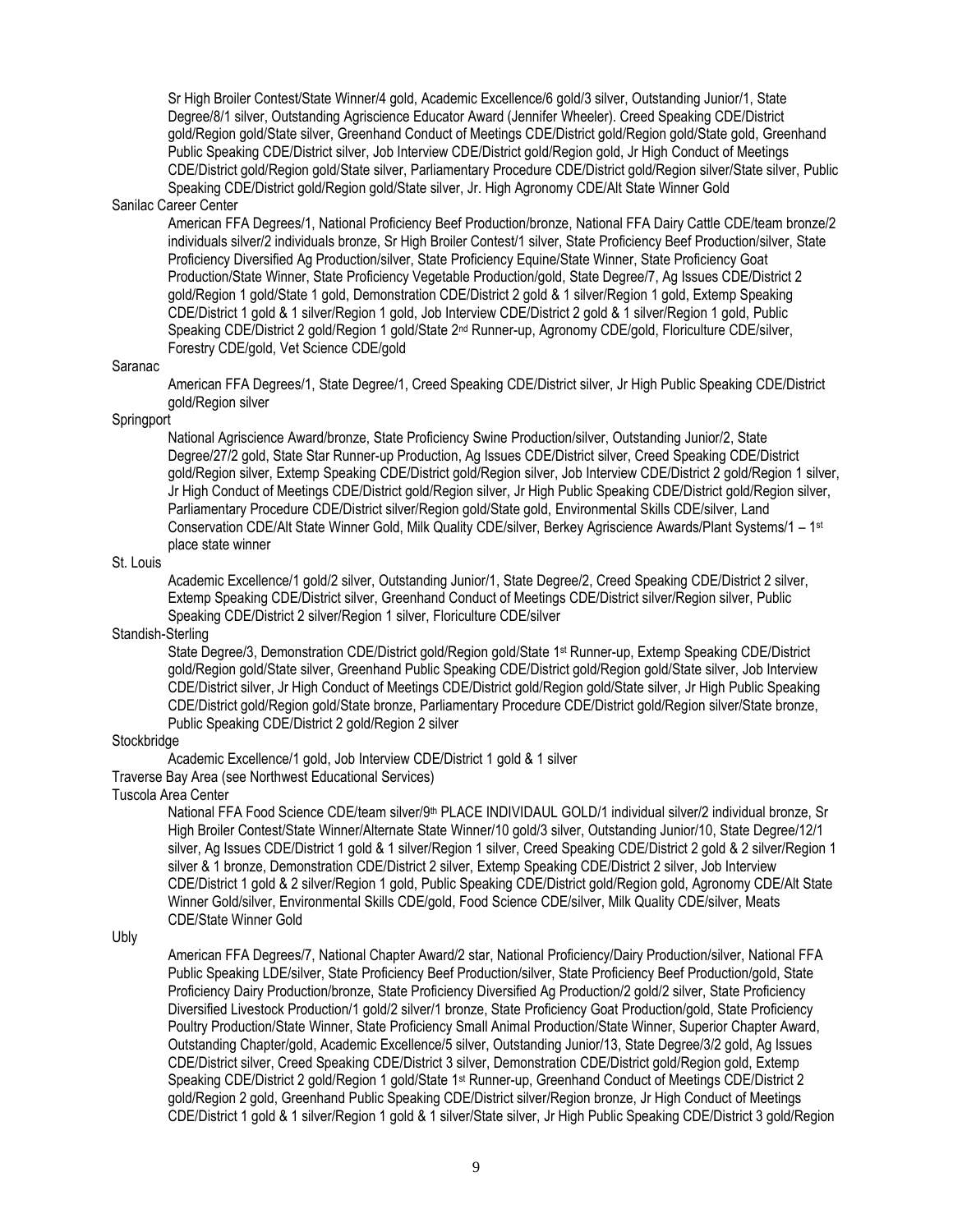Sr High Broiler Contest/State Winner/4 gold, Academic Excellence/6 gold/3 silver, Outstanding Junior/1, State Degree/8/1 silver, Outstanding Agriscience Educator Award (Jennifer Wheeler). Creed Speaking CDE/District gold/Region gold/State silver, Greenhand Conduct of Meetings CDE/District gold/Region gold/State gold, Greenhand Public Speaking CDE/District silver, Job Interview CDE/District gold/Region gold, Jr High Conduct of Meetings CDE/District gold/Region gold/State silver, Parliamentary Procedure CDE/District gold/Region silver/State silver, Public Speaking CDE/District gold/Region gold/State silver, Jr. High Agronomy CDE/Alt State Winner Gold

Sanilac Career Center

American FFA Degrees/1, National Proficiency Beef Production/bronze, National FFA Dairy Cattle CDE/team bronze/2 individuals silver/2 individuals bronze, Sr High Broiler Contest/1 silver, State Proficiency Beef Production/silver, State Proficiency Diversified Ag Production/silver, State Proficiency Equine/State Winner, State Proficiency Goat Production/State Winner, State Proficiency Vegetable Production/gold, State Degree/7, Ag Issues CDE/District 2 gold/Region 1 gold/State 1 gold, Demonstration CDE/District 2 gold & 1 silver/Region 1 gold, Extemp Speaking CDE/District 1 gold & 1 silver/Region 1 gold, Job Interview CDE/District 2 gold & 1 silver/Region 1 gold, Public Speaking CDE/District 2 gold/Region 1 gold/State 2nd Runner-up, Agronomy CDE/gold, Floriculture CDE/silver, Forestry CDE/gold, Vet Science CDE/gold

Saranac

American FFA Degrees/1, State Degree/1, Creed Speaking CDE/District silver, Jr High Public Speaking CDE/District gold/Region silver

Springport

National Agriscience Award/bronze, State Proficiency Swine Production/silver, Outstanding Junior/2, State Degree/27/2 gold, State Star Runner-up Production, Ag Issues CDE/District silver, Creed Speaking CDE/District gold/Region silver, Extemp Speaking CDE/District gold/Region silver, Job Interview CDE/District 2 gold/Region 1 silver, Jr High Conduct of Meetings CDE/District gold/Region silver, Jr High Public Speaking CDE/District gold/Region silver, Parliamentary Procedure CDE/District silver/Region gold/State gold, Environmental Skills CDE/silver, Land Conservation CDE/Alt State Winner Gold, Milk Quality CDE/silver, Berkey Agriscience Awards/Plant Systems/1 – 1st place state winner

St. Louis

Academic Excellence/1 gold/2 silver, Outstanding Junior/1, State Degree/2, Creed Speaking CDE/District 2 silver, Extemp Speaking CDE/District silver, Greenhand Conduct of Meetings CDE/District silver/Region silver, Public Speaking CDE/District 2 silver/Region 1 silver, Floriculture CDE/silver

Standish-Sterling

State Degree/3, Demonstration CDE/District gold/Region gold/State 1st Runner-up, Extemp Speaking CDE/District gold/Region gold/State silver, Greenhand Public Speaking CDE/District gold/Region gold/State silver, Job Interview CDE/District silver, Jr High Conduct of Meetings CDE/District gold/Region gold/State silver, Jr High Public Speaking CDE/District gold/Region gold/State bronze, Parliamentary Procedure CDE/District gold/Region silver/State bronze, Public Speaking CDE/District 2 gold/Region 2 silver

Stockbridge

Academic Excellence/1 gold, Job Interview CDE/District 1 gold & 1 silver

Traverse Bay Area (see Northwest Educational Services)

Tuscola Area Center

National FFA Food Science CDE/team silver/9th PLACE INDIVIDAUL GOLD/1 individual silver/2 individual bronze, Sr High Broiler Contest/State Winner/Alternate State Winner/10 gold/3 silver, Outstanding Junior/10, State Degree/12/1 silver, Ag Issues CDE/District 1 gold & 1 silver/Region 1 silver, Creed Speaking CDE/District 2 gold & 2 silver/Region 1 silver & 1 bronze, Demonstration CDE/District 2 silver, Extemp Speaking CDE/District 2 silver, Job Interview CDE/District 1 gold & 2 silver/Region 1 gold, Public Speaking CDE/District gold/Region gold, Agronomy CDE/Alt State Winner Gold/silver, Environmental Skills CDE/gold, Food Science CDE/silver, Milk Quality CDE/silver, Meats CDE/State Winner Gold

Ubly

American FFA Degrees/7, National Chapter Award/2 star, National Proficiency/Dairy Production/silver, National FFA Public Speaking LDE/silver, State Proficiency Beef Production/silver, State Proficiency Beef Production/gold, State Proficiency Dairy Production/bronze, State Proficiency Diversified Ag Production/2 gold/2 silver, State Proficiency Diversified Livestock Production/1 gold/2 silver/1 bronze, State Proficiency Goat Production/gold, State Proficiency Poultry Production/State Winner, State Proficiency Small Animal Production/State Winner, Superior Chapter Award, Outstanding Chapter/gold, Academic Excellence/5 silver, Outstanding Junior/13, State Degree/3/2 gold, Ag Issues CDE/District silver, Creed Speaking CDE/District 3 silver, Demonstration CDE/District gold/Region gold, Extemp Speaking CDE/District 2 gold/Region 1 gold/State 1st Runner-up, Greenhand Conduct of Meetings CDE/District 2 gold/Region 2 gold, Greenhand Public Speaking CDE/District silver/Region bronze, Jr High Conduct of Meetings CDE/District 1 gold & 1 silver/Region 1 gold & 1 silver/State silver, Jr High Public Speaking CDE/District 3 gold/Region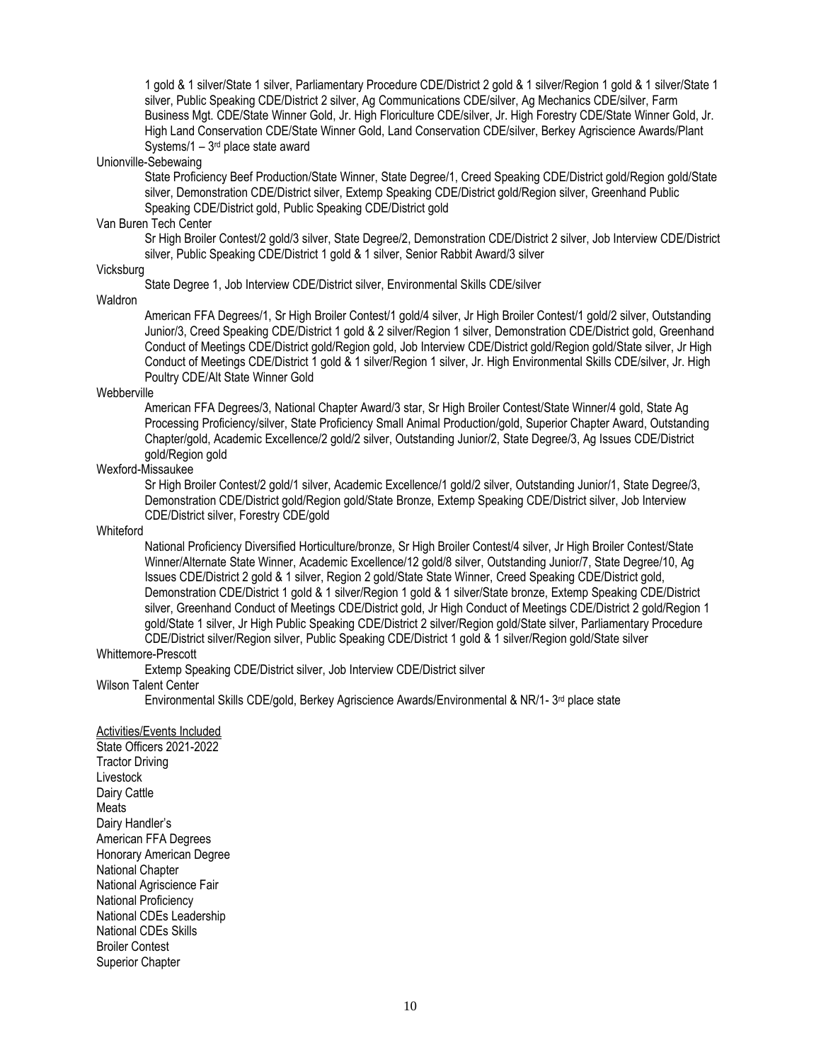1 gold & 1 silver/State 1 silver, Parliamentary Procedure CDE/District 2 gold & 1 silver/Region 1 gold & 1 silver/State 1 silver, Public Speaking CDE/District 2 silver, Ag Communications CDE/silver, Ag Mechanics CDE/silver, Farm Business Mgt. CDE/State Winner Gold, Jr. High Floriculture CDE/silver, Jr. High Forestry CDE/State Winner Gold, Jr. High Land Conservation CDE/State Winner Gold, Land Conservation CDE/silver, Berkey Agriscience Awards/Plant Systems/1 – 3rd place state award

Unionville-Sebewaing

State Proficiency Beef Production/State Winner, State Degree/1, Creed Speaking CDE/District gold/Region gold/State silver, Demonstration CDE/District silver, Extemp Speaking CDE/District gold/Region silver, Greenhand Public Speaking CDE/District gold, Public Speaking CDE/District gold

Van Buren Tech Center

Sr High Broiler Contest/2 gold/3 silver, State Degree/2, Demonstration CDE/District 2 silver, Job Interview CDE/District silver, Public Speaking CDE/District 1 gold & 1 silver, Senior Rabbit Award/3 silver

Vicksburg

State Degree 1, Job Interview CDE/District silver, Environmental Skills CDE/silver

Waldron

American FFA Degrees/1, Sr High Broiler Contest/1 gold/4 silver, Jr High Broiler Contest/1 gold/2 silver, Outstanding Junior/3, Creed Speaking CDE/District 1 gold & 2 silver/Region 1 silver, Demonstration CDE/District gold, Greenhand Conduct of Meetings CDE/District gold/Region gold, Job Interview CDE/District gold/Region gold/State silver, Jr High Conduct of Meetings CDE/District 1 gold & 1 silver/Region 1 silver, Jr. High Environmental Skills CDE/silver, Jr. High Poultry CDE/Alt State Winner Gold

Webberville

American FFA Degrees/3, National Chapter Award/3 star, Sr High Broiler Contest/State Winner/4 gold, State Ag Processing Proficiency/silver, State Proficiency Small Animal Production/gold, Superior Chapter Award, Outstanding Chapter/gold, Academic Excellence/2 gold/2 silver, Outstanding Junior/2, State Degree/3, Ag Issues CDE/District gold/Region gold

Wexford-Missaukee

Sr High Broiler Contest/2 gold/1 silver, Academic Excellence/1 gold/2 silver, Outstanding Junior/1, State Degree/3, Demonstration CDE/District gold/Region gold/State Bronze, Extemp Speaking CDE/District silver, Job Interview CDE/District silver, Forestry CDE/gold

Whiteford

National Proficiency Diversified Horticulture/bronze, Sr High Broiler Contest/4 silver, Jr High Broiler Contest/State Winner/Alternate State Winner, Academic Excellence/12 gold/8 silver, Outstanding Junior/7, State Degree/10, Ag Issues CDE/District 2 gold & 1 silver, Region 2 gold/State State Winner, Creed Speaking CDE/District gold, Demonstration CDE/District 1 gold & 1 silver/Region 1 gold & 1 silver/State bronze, Extemp Speaking CDE/District silver, Greenhand Conduct of Meetings CDE/District gold, Jr High Conduct of Meetings CDE/District 2 gold/Region 1 gold/State 1 silver, Jr High Public Speaking CDE/District 2 silver/Region gold/State silver, Parliamentary Procedure CDE/District silver/Region silver, Public Speaking CDE/District 1 gold & 1 silver/Region gold/State silver

Whittemore-Prescott

Extemp Speaking CDE/District silver, Job Interview CDE/District silver

Wilson Talent Center

Environmental Skills CDE/gold, Berkey Agriscience Awards/Environmental & NR/1- 3rd place state

<u>Activities/Events Included</u>

State Officers 2021-2022
Tractor Driving
Livestock
Dairy Cattle
Meats
Dairy Handler's
American FFA Degrees
Honorary American Degree
National Chapter
National Agriscience Fair
National Proficiency
National CDEs Leadership
National CDEs Skills
Broiler Contest
Superior Chapter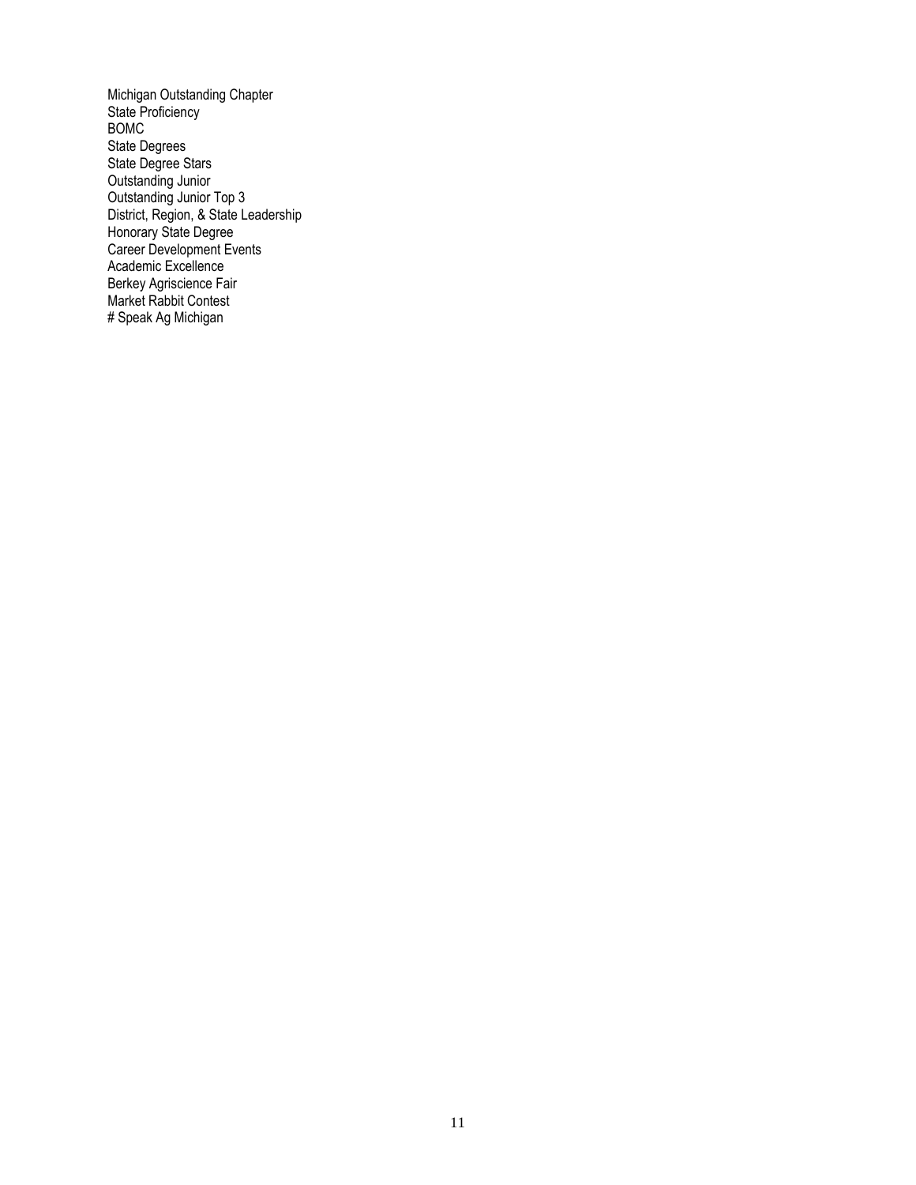Michigan Outstanding Chapter
State Proficiency
BOMC
State Degrees
State Degree Stars
Outstanding Junior
Outstanding Junior Top 3
District, Region, & State Leadership
Honorary State Degree
Career Development Events
Academic Excellence
Berkey Agriscience Fair
Market Rabbit Contest
# Speak Ag Michigan